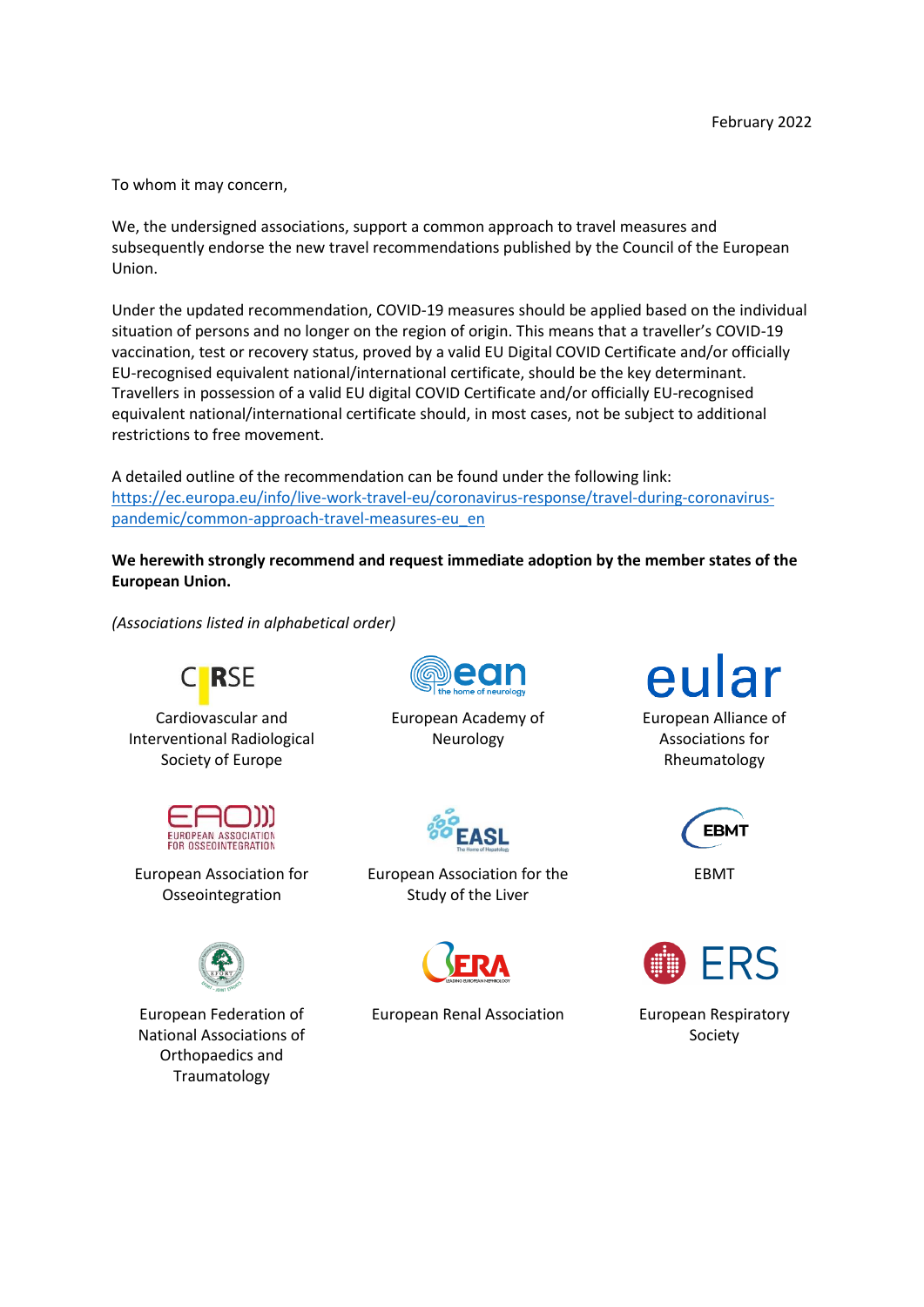February 2022

To whom it may concern,

We, the undersigned associations, support a common approach to travel measures and subsequently endorse the new travel recommendations published by the Council of the European Union.

Under the updated recommendation, COVID-19 measures should be applied based on the individual situation of persons and no longer on the region of origin. This means that a traveller's COVID-19 vaccination, test or recovery status, proved by a valid EU Digital COVID Certificate and/or officially EU-recognised equivalent national/international certificate, should be the key determinant. Travellers in possession of a valid EU digital COVID Certificate and/or officially EU-recognised equivalent national/international certificate should, in most cases, not be subject to additional restrictions to free movement.

A detailed outline of the recommendation can be found under the following link:
[https://ec.europa.eu/info/live-work-travel-eu/coronavirus-response/travel-during-coronavirus-pandemic/common-approach-travel-measures-eu_en](https://ec.europa.eu/info/live-work-travel-eu/coronavirus-response/travel-during-coronavirus-pandemic/common-approach-travel-measures-eu_en)

**We herewith strongly recommend and request immediate adoption by the member states of the European Union.**

*(Associations listed in alphabetical order)*

CIRSE
Cardiovascular and Interventional Radiological Society of Europe

ean the home of neurology
European Academy of Neurology

eular
European Alliance of Associations for Rheumatology

EAO European Association for Osseointegration
European Association for Osseointegration

EASL The Home of Hepatology
European Association for the Study of the Liver

EBMT
EBMT

EFORT
European Federation of National Associations of Orthopaedics and Traumatology

ERA Leading European Nephrology
European Renal Association

ERS
European Respiratory Society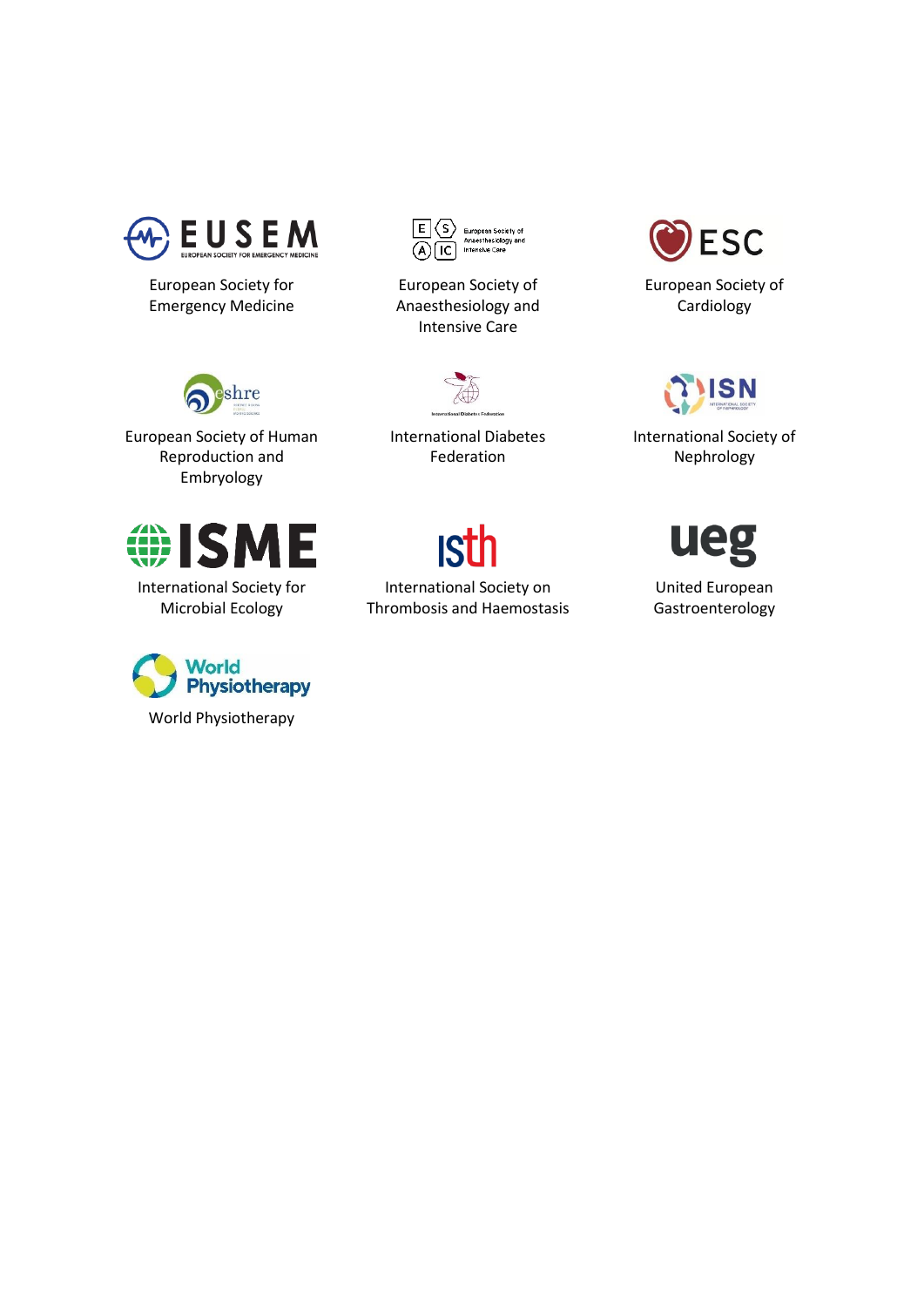European Society for Emergency Medicine

European Society of Anaesthesiology and Intensive Care

European Society of Cardiology

European Society of Human Reproduction and Embryology

International Diabetes Federation

International Society of Nephrology

International Society for Microbial Ecology

International Society on Thrombosis and Haemostasis

United European Gastroenterology

World Physiotherapy